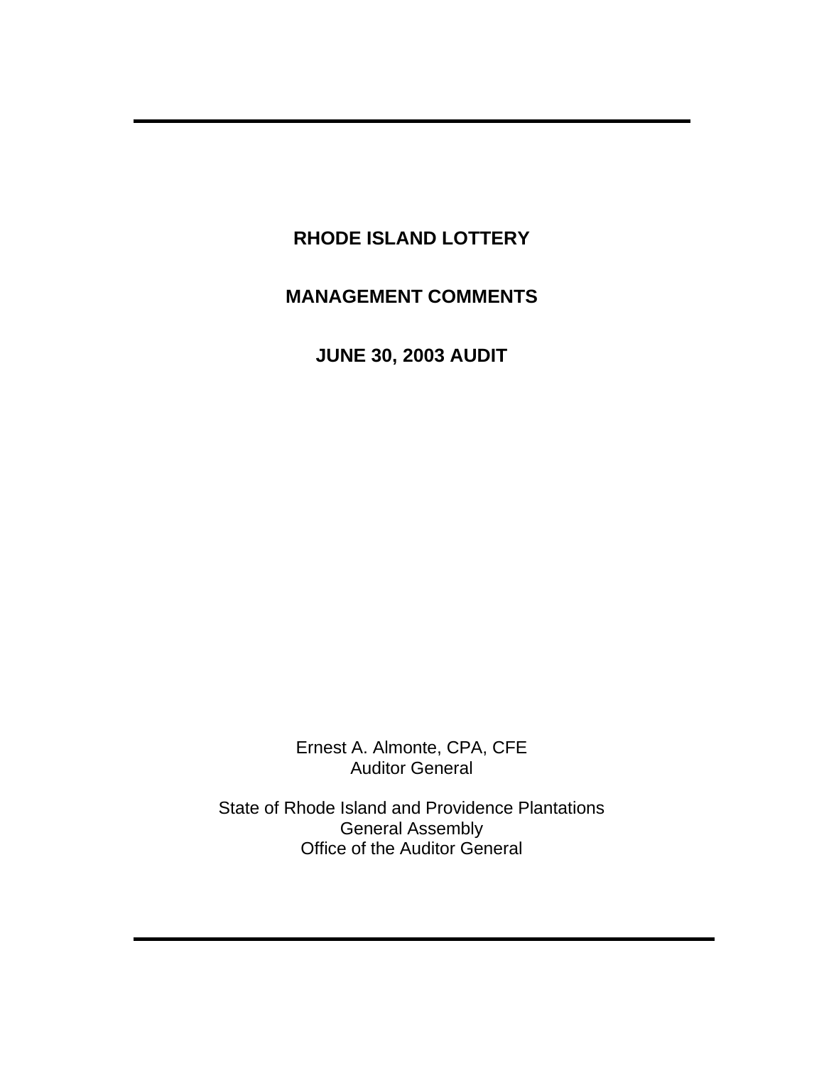# RHODE ISLAND LOTTERY

## MANAGEMENT COMMENTS

## JUNE 30, 2003 AUDIT

Ernest A. Almonte, CPA, CFE
Auditor General

State of Rhode Island and Providence Plantations
General Assembly
Office of the Auditor General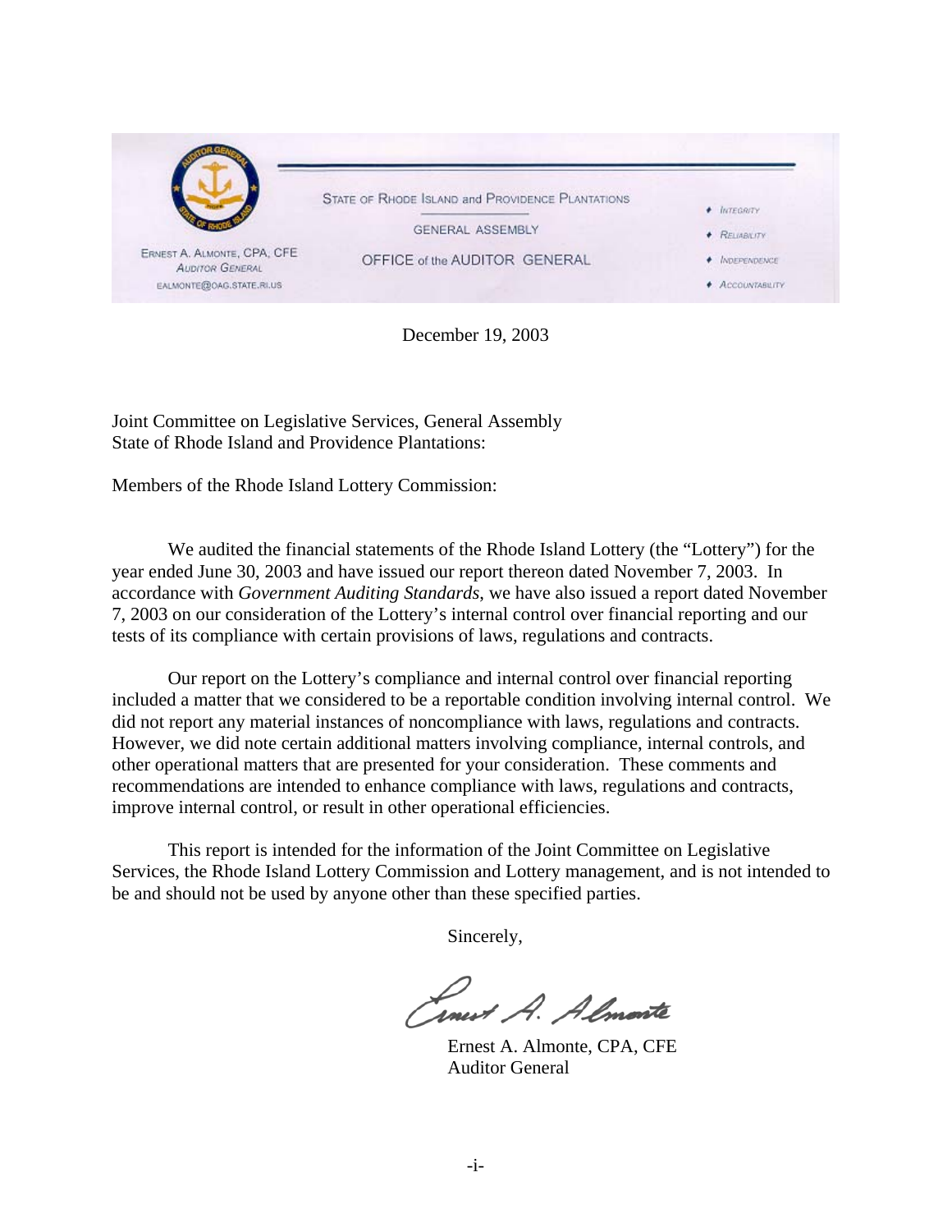ERNEST A. ALMONTE, CPA, CFE
AUDITOR GENERAL
EALMONTE@OAG.STATE.RI.US

STATE OF RHODE ISLAND and PROVIDENCE PLANTATIONS

GENERAL ASSEMBLY

OFFICE of the AUDITOR GENERAL

- INTEGRITY
- RELIABILITY
- INDEPENDENCE
- ACCOUNTABILITY

December 19, 2003

Joint Committee on Legislative Services, General Assembly
State of Rhode Island and Providence Plantations:

Members of the Rhode Island Lottery Commission:

We audited the financial statements of the Rhode Island Lottery (the "Lottery") for the year ended June 30, 2003 and have issued our report thereon dated November 7, 2003. In accordance with *Government Auditing Standards*, we have also issued a report dated November 7, 2003 on our consideration of the Lottery's internal control over financial reporting and our tests of its compliance with certain provisions of laws, regulations and contracts.

Our report on the Lottery's compliance and internal control over financial reporting included a matter that we considered to be a reportable condition involving internal control. We did not report any material instances of noncompliance with laws, regulations and contracts. However, we did note certain additional matters involving compliance, internal controls, and other operational matters that are presented for your consideration. These comments and recommendations are intended to enhance compliance with laws, regulations and contracts, improve internal control, or result in other operational efficiencies.

This report is intended for the information of the Joint Committee on Legislative Services, the Rhode Island Lottery Commission and Lottery management, and is not intended to be and should not be used by anyone other than these specified parties.

Sincerely,

Ernest A. Almonte

Ernest A. Almonte, CPA, CFE
Auditor General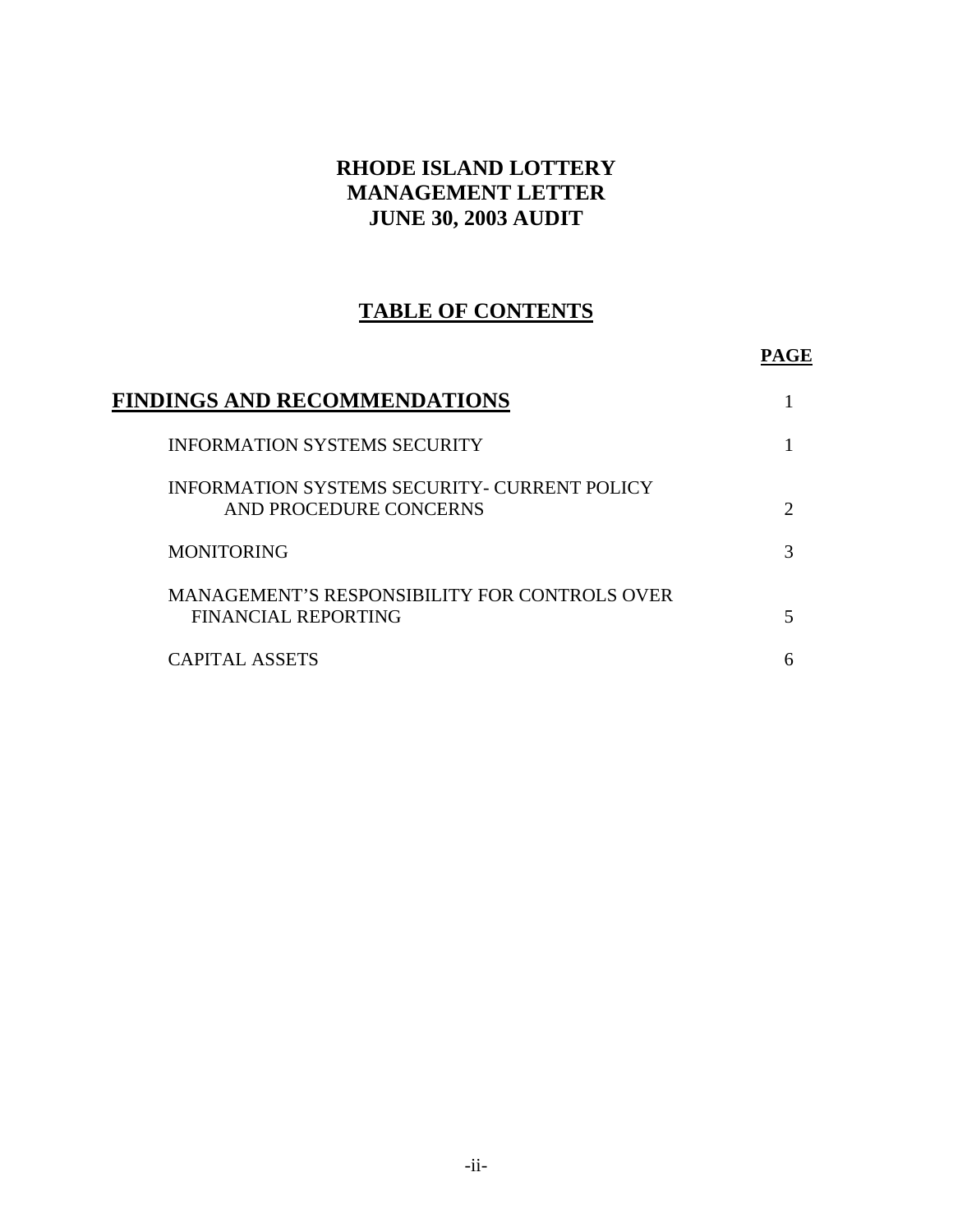# RHODE ISLAND LOTTERY
# MANAGEMENT LETTER
# JUNE 30, 2003 AUDIT

## TABLE OF CONTENTS

| | PAGE |
|---|---|
| **FINDINGS AND RECOMMENDATIONS** | 1 |
| INFORMATION SYSTEMS SECURITY | 1 |
| INFORMATION SYSTEMS SECURITY- CURRENT POLICY AND PROCEDURE CONCERNS | 2 |
| MONITORING | 3 |
| MANAGEMENT'S RESPONSIBILITY FOR CONTROLS OVER FINANCIAL REPORTING | 5 |
| CAPITAL ASSETS | 6 |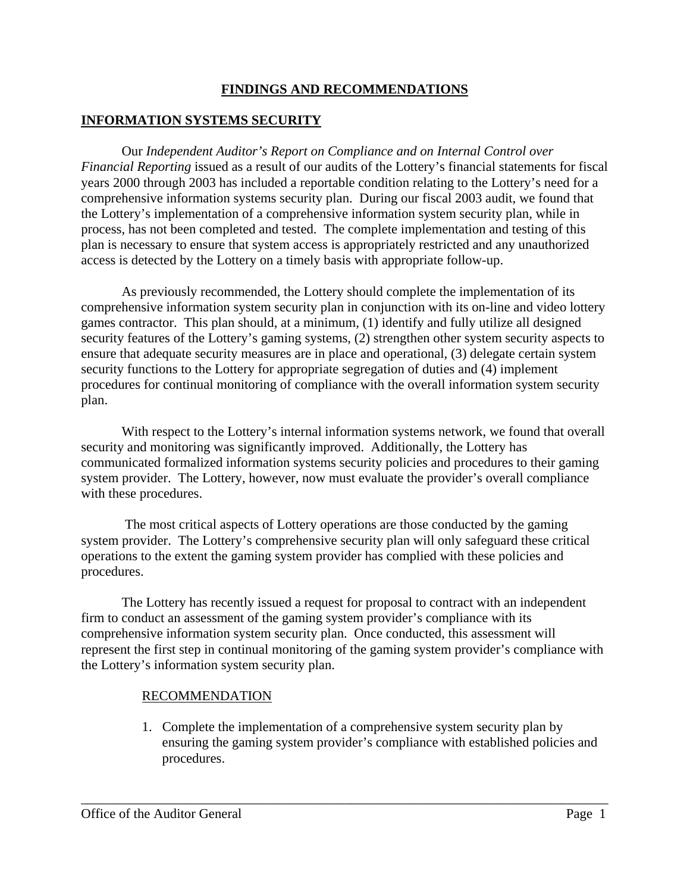# FINDINGS AND RECOMMENDATIONS

## INFORMATION SYSTEMS SECURITY

Our *Independent Auditor's Report on Compliance and on Internal Control over Financial Reporting* issued as a result of our audits of the Lottery's financial statements for fiscal years 2000 through 2003 has included a reportable condition relating to the Lottery's need for a comprehensive information systems security plan. During our fiscal 2003 audit, we found that the Lottery's implementation of a comprehensive information system security plan, while in process, has not been completed and tested. The complete implementation and testing of this plan is necessary to ensure that system access is appropriately restricted and any unauthorized access is detected by the Lottery on a timely basis with appropriate follow-up.

As previously recommended, the Lottery should complete the implementation of its comprehensive information system security plan in conjunction with its on-line and video lottery games contractor. This plan should, at a minimum, (1) identify and fully utilize all designed security features of the Lottery's gaming systems, (2) strengthen other system security aspects to ensure that adequate security measures are in place and operational, (3) delegate certain system security functions to the Lottery for appropriate segregation of duties and (4) implement procedures for continual monitoring of compliance with the overall information system security plan.

With respect to the Lottery's internal information systems network, we found that overall security and monitoring was significantly improved. Additionally, the Lottery has communicated formalized information systems security policies and procedures to their gaming system provider. The Lottery, however, now must evaluate the provider's overall compliance with these procedures.

The most critical aspects of Lottery operations are those conducted by the gaming system provider. The Lottery's comprehensive security plan will only safeguard these critical operations to the extent the gaming system provider has complied with these policies and procedures.

The Lottery has recently issued a request for proposal to contract with an independent firm to conduct an assessment of the gaming system provider's compliance with its comprehensive information system security plan. Once conducted, this assessment will represent the first step in continual monitoring of the gaming system provider's compliance with the Lottery's information system security plan.

RECOMMENDATION

1. Complete the implementation of a comprehensive system security plan by ensuring the gaming system provider's compliance with established policies and procedures.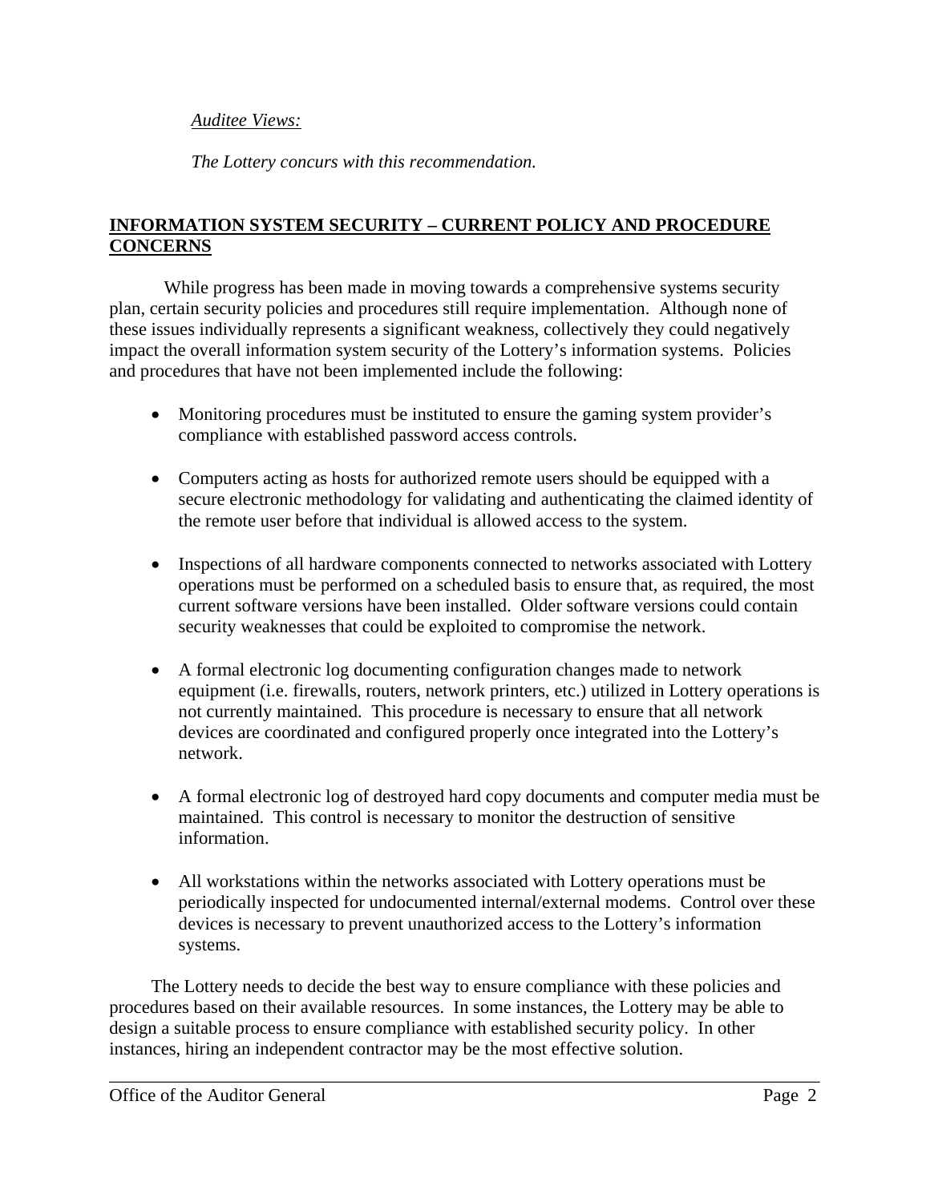*Auditee Views:*

*The Lottery concurs with this recommendation.*

## INFORMATION SYSTEM SECURITY – CURRENT POLICY AND PROCEDURE CONCERNS

While progress has been made in moving towards a comprehensive systems security plan, certain security policies and procedures still require implementation. Although none of these issues individually represents a significant weakness, collectively they could negatively impact the overall information system security of the Lottery's information systems. Policies and procedures that have not been implemented include the following:

- Monitoring procedures must be instituted to ensure the gaming system provider's compliance with established password access controls.
- Computers acting as hosts for authorized remote users should be equipped with a secure electronic methodology for validating and authenticating the claimed identity of the remote user before that individual is allowed access to the system.
- Inspections of all hardware components connected to networks associated with Lottery operations must be performed on a scheduled basis to ensure that, as required, the most current software versions have been installed. Older software versions could contain security weaknesses that could be exploited to compromise the network.
- A formal electronic log documenting configuration changes made to network equipment (i.e. firewalls, routers, network printers, etc.) utilized in Lottery operations is not currently maintained. This procedure is necessary to ensure that all network devices are coordinated and configured properly once integrated into the Lottery's network.
- A formal electronic log of destroyed hard copy documents and computer media must be maintained. This control is necessary to monitor the destruction of sensitive information.
- All workstations within the networks associated with Lottery operations must be periodically inspected for undocumented internal/external modems. Control over these devices is necessary to prevent unauthorized access to the Lottery's information systems.

The Lottery needs to decide the best way to ensure compliance with these policies and procedures based on their available resources. In some instances, the Lottery may be able to design a suitable process to ensure compliance with established security policy. In other instances, hiring an independent contractor may be the most effective solution.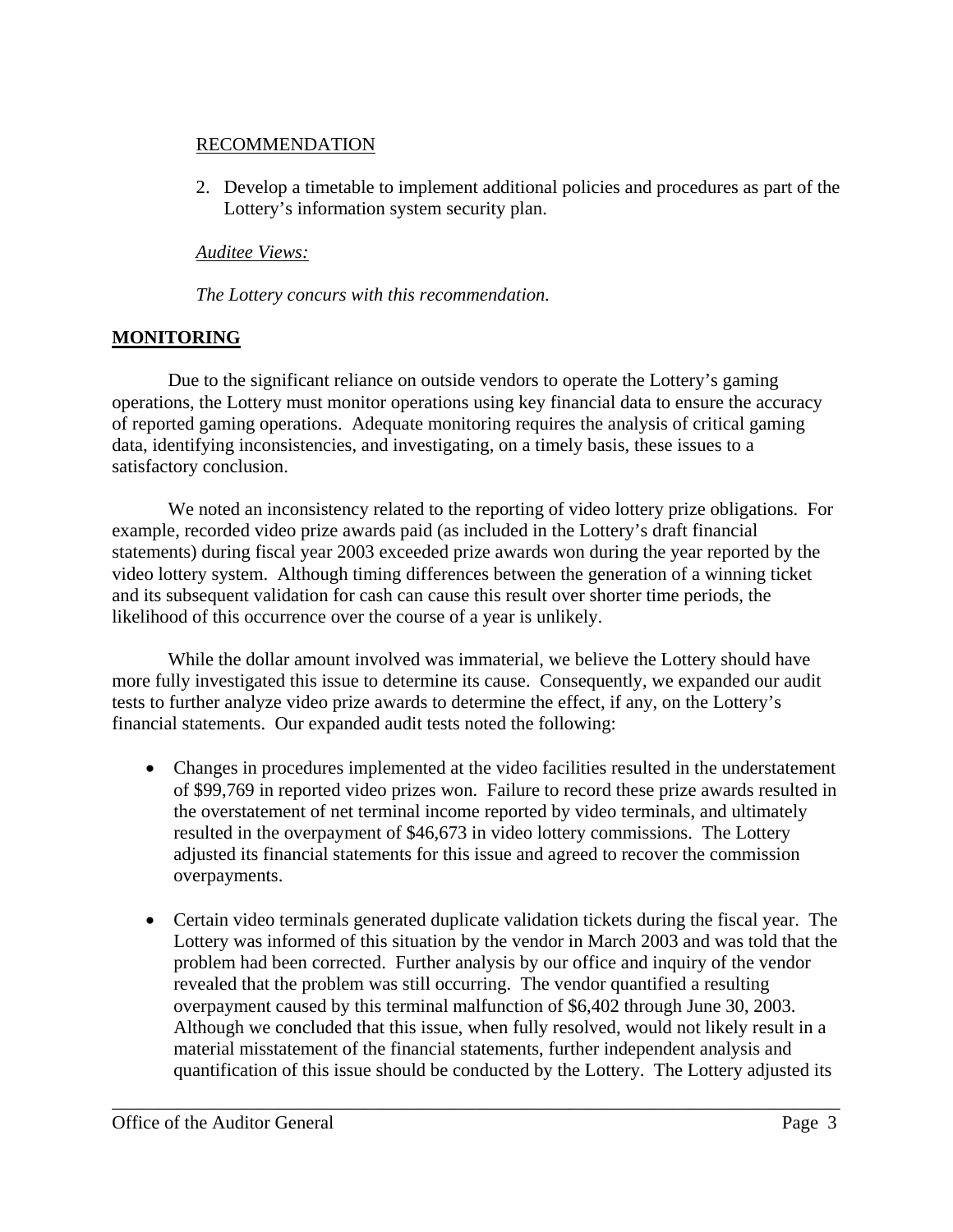RECOMMENDATION

2. Develop a timetable to implement additional policies and procedures as part of the Lottery's information system security plan.

*Auditee Views:*

*The Lottery concurs with this recommendation.*

## MONITORING

Due to the significant reliance on outside vendors to operate the Lottery's gaming operations, the Lottery must monitor operations using key financial data to ensure the accuracy of reported gaming operations. Adequate monitoring requires the analysis of critical gaming data, identifying inconsistencies, and investigating, on a timely basis, these issues to a satisfactory conclusion.

We noted an inconsistency related to the reporting of video lottery prize obligations. For example, recorded video prize awards paid (as included in the Lottery's draft financial statements) during fiscal year 2003 exceeded prize awards won during the year reported by the video lottery system. Although timing differences between the generation of a winning ticket and its subsequent validation for cash can cause this result over shorter time periods, the likelihood of this occurrence over the course of a year is unlikely.

While the dollar amount involved was immaterial, we believe the Lottery should have more fully investigated this issue to determine its cause. Consequently, we expanded our audit tests to further analyze video prize awards to determine the effect, if any, on the Lottery's financial statements. Our expanded audit tests noted the following:

- Changes in procedures implemented at the video facilities resulted in the understatement of $99,769 in reported video prizes won. Failure to record these prize awards resulted in the overstatement of net terminal income reported by video terminals, and ultimately resulted in the overpayment of $46,673 in video lottery commissions. The Lottery adjusted its financial statements for this issue and agreed to recover the commission overpayments.

- Certain video terminals generated duplicate validation tickets during the fiscal year. The Lottery was informed of this situation by the vendor in March 2003 and was told that the problem had been corrected. Further analysis by our office and inquiry of the vendor revealed that the problem was still occurring. The vendor quantified a resulting overpayment caused by this terminal malfunction of $6,402 through June 30, 2003. Although we concluded that this issue, when fully resolved, would not likely result in a material misstatement of the financial statements, further independent analysis and quantification of this issue should be conducted by the Lottery. The Lottery adjusted its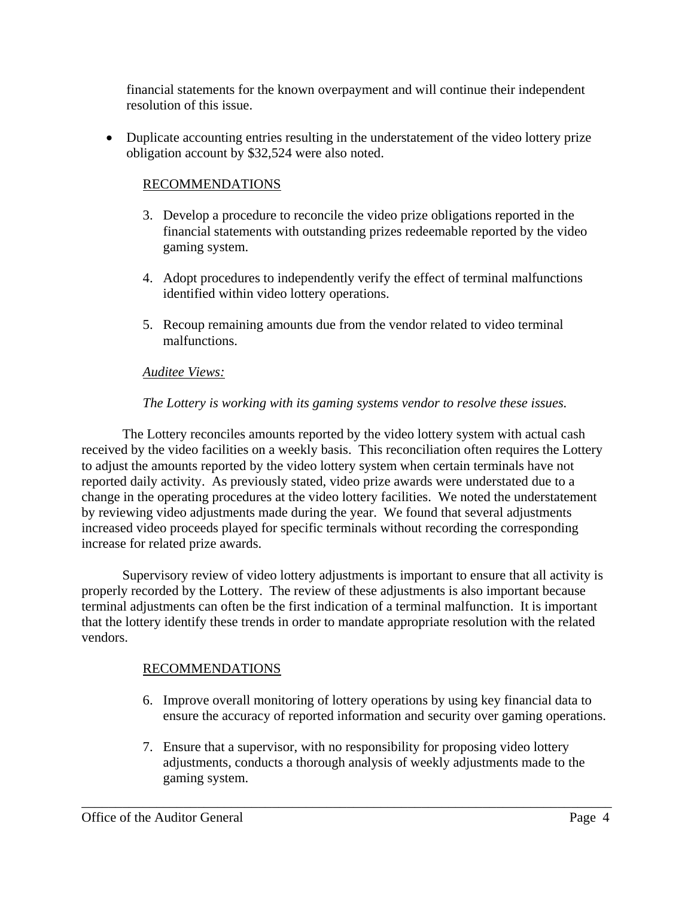financial statements for the known overpayment and will continue their independent resolution of this issue.

- Duplicate accounting entries resulting in the understatement of the video lottery prize obligation account by $32,524 were also noted.

RECOMMENDATIONS

3. Develop a procedure to reconcile the video prize obligations reported in the financial statements with outstanding prizes redeemable reported by the video gaming system.

4. Adopt procedures to independently verify the effect of terminal malfunctions identified within video lottery operations.

5. Recoup remaining amounts due from the vendor related to video terminal malfunctions.

*Auditee Views:*

*The Lottery is working with its gaming systems vendor to resolve these issues.*

The Lottery reconciles amounts reported by the video lottery system with actual cash received by the video facilities on a weekly basis. This reconciliation often requires the Lottery to adjust the amounts reported by the video lottery system when certain terminals have not reported daily activity. As previously stated, video prize awards were understated due to a change in the operating procedures at the video lottery facilities. We noted the understatement by reviewing video adjustments made during the year. We found that several adjustments increased video proceeds played for specific terminals without recording the corresponding increase for related prize awards.

Supervisory review of video lottery adjustments is important to ensure that all activity is properly recorded by the Lottery. The review of these adjustments is also important because terminal adjustments can often be the first indication of a terminal malfunction. It is important that the lottery identify these trends in order to mandate appropriate resolution with the related vendors.

RECOMMENDATIONS

6. Improve overall monitoring of lottery operations by using key financial data to ensure the accuracy of reported information and security over gaming operations.

7. Ensure that a supervisor, with no responsibility for proposing video lottery adjustments, conducts a thorough analysis of weekly adjustments made to the gaming system.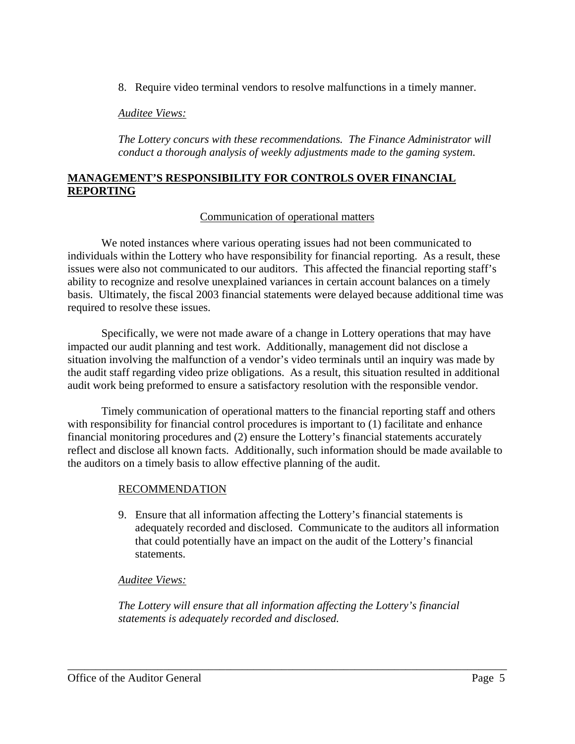8. Require video terminal vendors to resolve malfunctions in a timely manner.

*Auditee Views:*

*The Lottery concurs with these recommendations. The Finance Administrator will conduct a thorough analysis of weekly adjustments made to the gaming system.*

## MANAGEMENT'S RESPONSIBILITY FOR CONTROLS OVER FINANCIAL REPORTING

### Communication of operational matters

We noted instances where various operating issues had not been communicated to individuals within the Lottery who have responsibility for financial reporting. As a result, these issues were also not communicated to our auditors. This affected the financial reporting staff's ability to recognize and resolve unexplained variances in certain account balances on a timely basis. Ultimately, the fiscal 2003 financial statements were delayed because additional time was required to resolve these issues.

Specifically, we were not made aware of a change in Lottery operations that may have impacted our audit planning and test work. Additionally, management did not disclose a situation involving the malfunction of a vendor's video terminals until an inquiry was made by the audit staff regarding video prize obligations. As a result, this situation resulted in additional audit work being preformed to ensure a satisfactory resolution with the responsible vendor.

Timely communication of operational matters to the financial reporting staff and others with responsibility for financial control procedures is important to (1) facilitate and enhance financial monitoring procedures and (2) ensure the Lottery's financial statements accurately reflect and disclose all known facts. Additionally, such information should be made available to the auditors on a timely basis to allow effective planning of the audit.

RECOMMENDATION

9. Ensure that all information affecting the Lottery's financial statements is adequately recorded and disclosed. Communicate to the auditors all information that could potentially have an impact on the audit of the Lottery's financial statements.

*Auditee Views:*

*The Lottery will ensure that all information affecting the Lottery's financial statements is adequately recorded and disclosed.*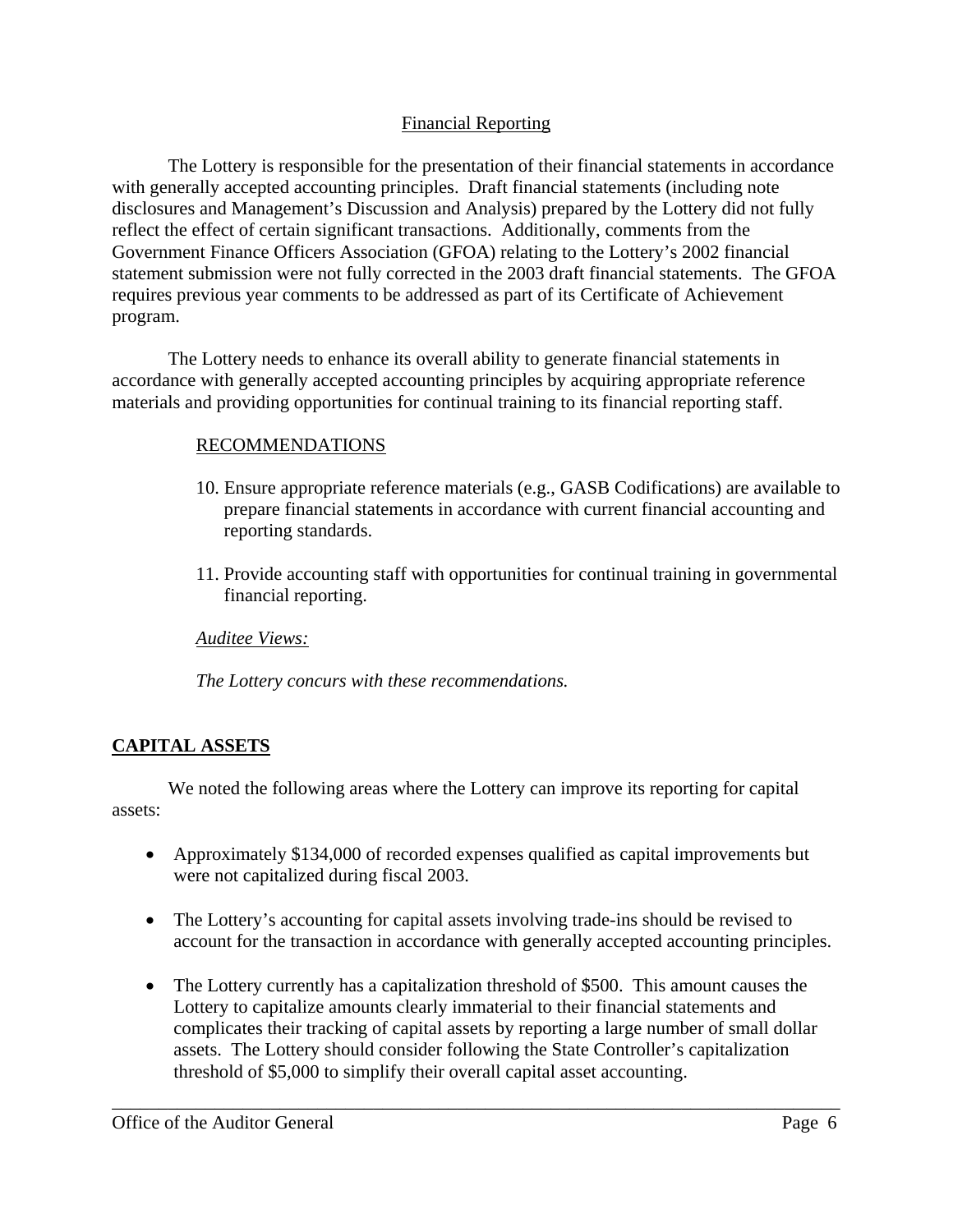### Financial Reporting

The Lottery is responsible for the presentation of their financial statements in accordance with generally accepted accounting principles. Draft financial statements (including note disclosures and Management's Discussion and Analysis) prepared by the Lottery did not fully reflect the effect of certain significant transactions. Additionally, comments from the Government Finance Officers Association (GFOA) relating to the Lottery's 2002 financial statement submission were not fully corrected in the 2003 draft financial statements. The GFOA requires previous year comments to be addressed as part of its Certificate of Achievement program.

The Lottery needs to enhance its overall ability to generate financial statements in accordance with generally accepted accounting principles by acquiring appropriate reference materials and providing opportunities for continual training to its financial reporting staff.

RECOMMENDATIONS

10. Ensure appropriate reference materials (e.g., GASB Codifications) are available to prepare financial statements in accordance with current financial accounting and reporting standards.

11. Provide accounting staff with opportunities for continual training in governmental financial reporting.

*Auditee Views:*

*The Lottery concurs with these recommendations.*

## CAPITAL ASSETS

We noted the following areas where the Lottery can improve its reporting for capital assets:

- Approximately $134,000 of recorded expenses qualified as capital improvements but were not capitalized during fiscal 2003.
- The Lottery's accounting for capital assets involving trade-ins should be revised to account for the transaction in accordance with generally accepted accounting principles.
- The Lottery currently has a capitalization threshold of $500. This amount causes the Lottery to capitalize amounts clearly immaterial to their financial statements and complicates their tracking of capital assets by reporting a large number of small dollar assets. The Lottery should consider following the State Controller's capitalization threshold of $5,000 to simplify their overall capital asset accounting.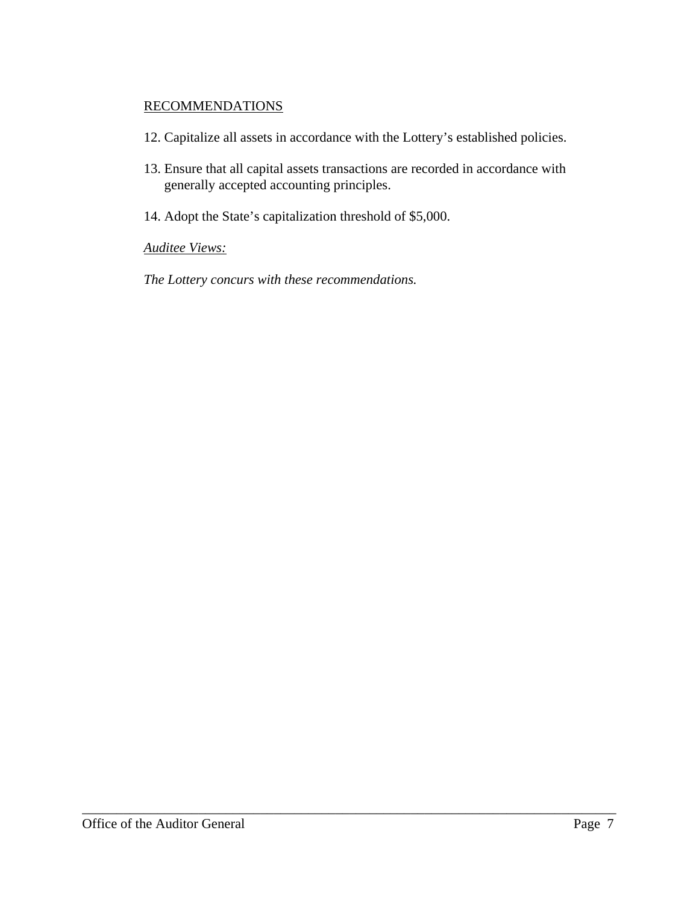RECOMMENDATIONS

12. Capitalize all assets in accordance with the Lottery's established policies.

13. Ensure that all capital assets transactions are recorded in accordance with generally accepted accounting principles.

14. Adopt the State's capitalization threshold of $5,000.

*Auditee Views:*

*The Lottery concurs with these recommendations.*